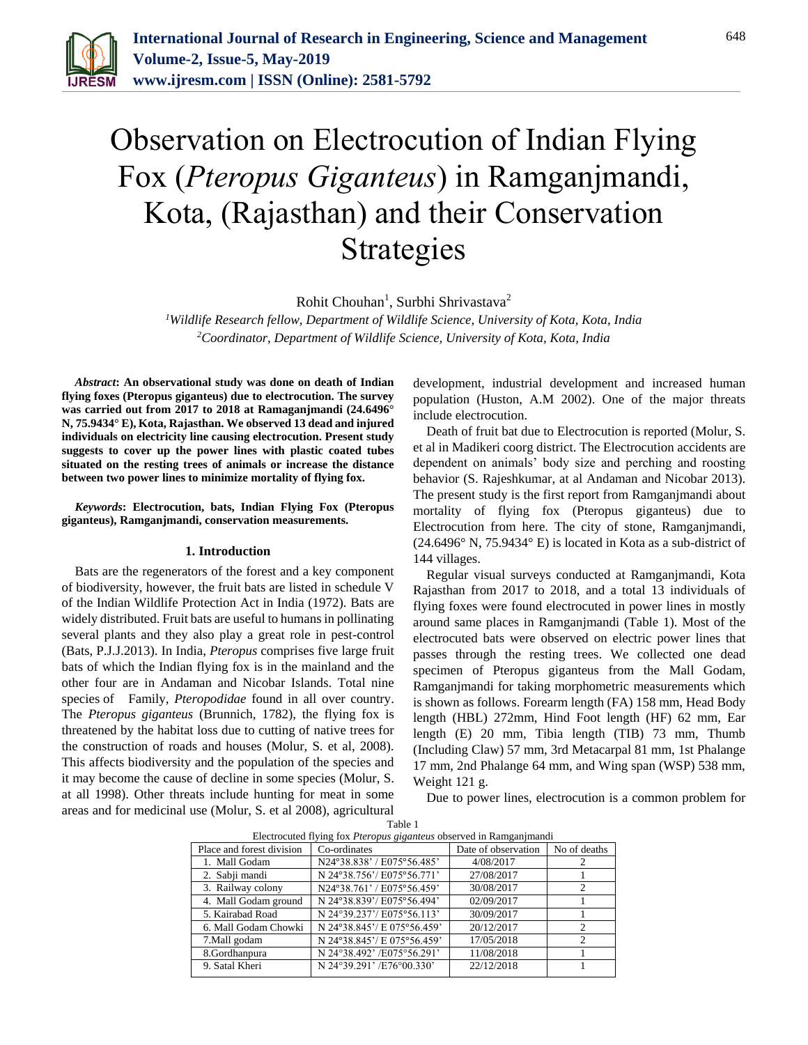# Observation on Electrocution of Indian Flying Fox (*Pteropus Giganteus*) in Ramganjmandi, Kota, (Rajasthan) and their Conservation Strategies

Rohit Chouhan[1], Surbhi Shrivastava[2]

[1]*Wildlife Research fellow, Department of Wildlife Science, University of Kota, Kota, India*
[2]*Coordinator, Department of Wildlife Science, University of Kota, Kota, India*

***Abstract*: An observational study was done on death of Indian flying foxes (Pteropus giganteus) due to electrocution. The survey was carried out from 2017 to 2018 at Ramaganjmandi (24.6496° N, 75.9434° E), Kota, Rajasthan. We observed 13 dead and injured individuals on electricity line causing electrocution. Present study suggests to cover up the power lines with plastic coated tubes situated on the resting trees of animals or increase the distance between two power lines to minimize mortality of flying fox.**

***Keywords*: Electrocution, bats, Indian Flying Fox (Pteropus giganteus), Ramganjmandi, conservation measurements.**

## 1. Introduction

Bats are the regenerators of the forest and a key component of biodiversity, however, the fruit bats are listed in schedule V of the Indian Wildlife Protection Act in India (1972). Bats are widely distributed. Fruit bats are useful to humans in pollinating several plants and they also play a great role in pest-control (Bats, P.J.J.2013). In India, *Pteropus* comprises five large fruit bats of which the Indian flying fox is in the mainland and the other four are in Andaman and Nicobar Islands. Total nine species of Family, *Pteropodidae* found in all over country. The *Pteropus giganteus* (Brunnich, 1782), the flying fox is threatened by the habitat loss due to cutting of native trees for the construction of roads and houses (Molur, S. et al, 2008). This affects biodiversity and the population of the species and it may become the cause of decline in some species (Molur, S. at all 1998). Other threats include hunting for meat in some areas and for medicinal use (Molur, S. et al 2008), agricultural development, industrial development and increased human population (Huston, A.M 2002). One of the major threats include electrocution.

Death of fruit bat due to Electrocution is reported (Molur, S. et al in Madikeri coorg district. The Electrocution accidents are dependent on animals' body size and perching and roosting behavior (S. Rajeshkumar, at al Andaman and Nicobar 2013). The present study is the first report from Ramganjmandi about mortality of flying fox (Pteropus giganteus) due to Electrocution from here. The city of stone, Ramganjmandi, (24.6496° N, 75.9434° E) is located in Kota as a sub-district of 144 villages.

Regular visual surveys conducted at Ramganjmandi, Kota Rajasthan from 2017 to 2018, and a total 13 individuals of flying foxes were found electrocuted in power lines in mostly around same places in Ramganjmandi (Table 1). Most of the electrocuted bats were observed on electric power lines that passes through the resting trees. We collected one dead specimen of Pteropus giganteus from the Mall Godam, Ramganjmandi for taking morphometric measurements which is shown as follows. Forearm length (FA) 158 mm, Head Body length (HBL) 272mm, Hind Foot length (HF) 62 mm, Ear length (E) 20 mm, Tibia length (TIB) 73 mm, Thumb (Including Claw) 57 mm, 3rd Metacarpal 81 mm, 1st Phalange 17 mm, 2nd Phalange 64 mm, and Wing span (WSP) 538 mm, Weight 121 g.

Due to power lines, electrocution is a common problem for

Table 1
Electrocuted flying fox *Pteropus giganteus* observed in Ramganjmandi

| Place and forest division | Co-ordinates | Date of observation | No of deaths |
|---|---|---|---|
| 1. Mall Godam | N24°38.838' / E075°56.485' | 4/08/2017 | 2 |
| 2. Sabji mandi | N 24°38.756'/ E075°56.771' | 27/08/2017 | 1 |
| 3. Railway colony | N24°38.761' / E075°56.459' | 30/08/2017 | 2 |
| 4. Mall Godam ground | N 24°38.839'/ E075°56.494' | 02/09/2017 | 1 |
| 5. Kairabad Road | N 24°39.237'/ E075°56.113' | 30/09/2017 | 1 |
| 6. Mall Godam Chowki | N 24°38.845'/ E 075°56.459' | 20/12/2017 | 2 |
| 7.Mall godam | N 24°38.845'/ E 075°56.459' | 17/05/2018 | 2 |
| 8.Gordhanpura | N 24°38.492' /E075°56.291' | 11/08/2018 | 1 |
| 9. Satal Kheri | N 24°39.291' /E76°00.330' | 22/12/2018 | 1 |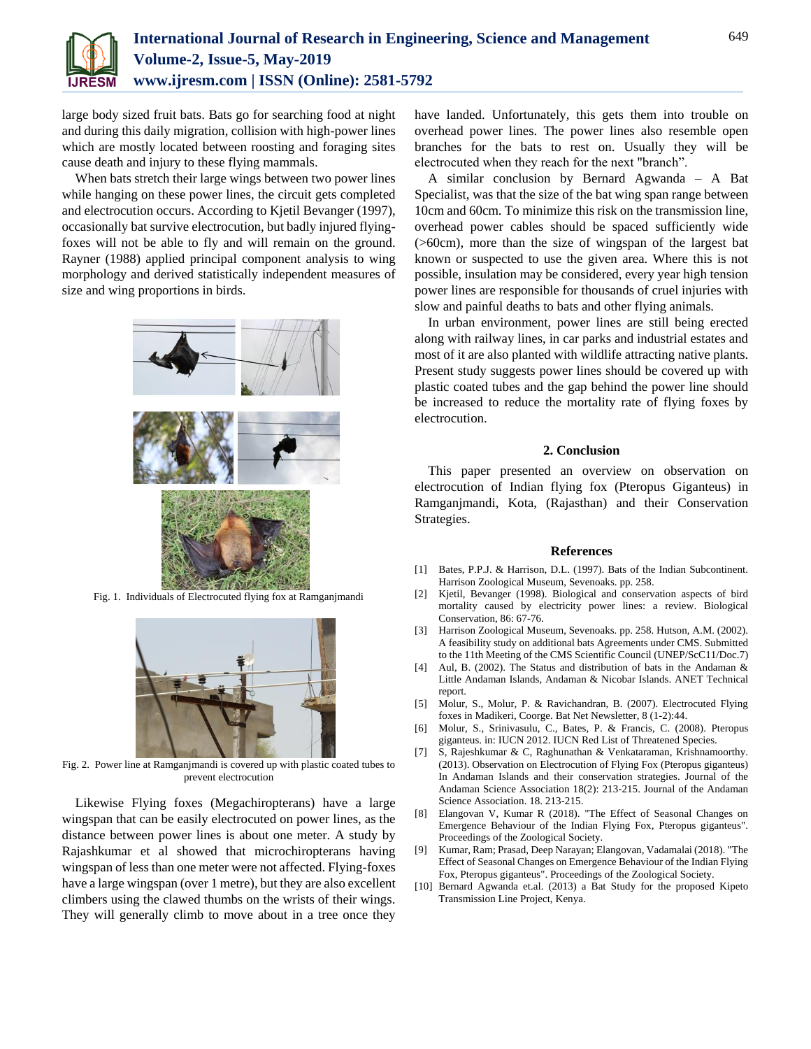large body sized fruit bats. Bats go for searching food at night and during this daily migration, collision with high-power lines which are mostly located between roosting and foraging sites cause death and injury to these flying mammals.

When bats stretch their large wings between two power lines while hanging on these power lines, the circuit gets completed and electrocution occurs. According to Kjetil Bevanger (1997), occasionally bat survive electrocution, but badly injured flying-foxes will not be able to fly and will remain on the ground. Rayner (1988) applied principal component analysis to wing morphology and derived statistically independent measures of size and wing proportions in birds.

Fig. 1. Individuals of Electrocuted flying fox at Ramganjmandi

Fig. 2. Power line at Ramganjmandi is covered up with plastic coated tubes to prevent electrocution

Likewise Flying foxes (Megachiropterans) have a large wingspan that can be easily electrocuted on power lines, as the distance between power lines is about one meter. A study by Rajashkumar et al showed that microchiropterans having wingspan of less than one meter were not affected. Flying-foxes have a large wingspan (over 1 metre), but they are also excellent climbers using the clawed thumbs on the wrists of their wings. They will generally climb to move about in a tree once they have landed. Unfortunately, this gets them into trouble on overhead power lines. The power lines also resemble open branches for the bats to rest on. Usually they will be electrocuted when they reach for the next "branch".

A similar conclusion by Bernard Agwanda – A Bat Specialist, was that the size of the bat wing span range between 10cm and 60cm. To minimize this risk on the transmission line, overhead power cables should be spaced sufficiently wide (>60cm), more than the size of wingspan of the largest bat known or suspected to use the given area. Where this is not possible, insulation may be considered, every year high tension power lines are responsible for thousands of cruel injuries with slow and painful deaths to bats and other flying animals.

In urban environment, power lines are still being erected along with railway lines, in car parks and industrial estates and most of it are also planted with wildlife attracting native plants. Present study suggests power lines should be covered up with plastic coated tubes and the gap behind the power line should be increased to reduce the mortality rate of flying foxes by electrocution.

## 2. Conclusion

This paper presented an overview on observation on electrocution of Indian flying fox (Pteropus Giganteus) in Ramganjmandi, Kota, (Rajasthan) and their Conservation Strategies.

## References

[1] Bates, P.P.J. & Harrison, D.L. (1997). Bats of the Indian Subcontinent. Harrison Zoological Museum, Sevenoaks. pp. 258.

[2] Kjetil, Bevanger (1998). Biological and conservation aspects of bird mortality caused by electricity power lines: a review. Biological Conservation, 86: 67-76.

[3] Harrison Zoological Museum, Sevenoaks. pp. 258. Hutson, A.M. (2002). A feasibility study on additional bats Agreements under CMS. Submitted to the 11th Meeting of the CMS Scientific Council (UNEP/ScC11/Doc.7)

[4] Aul, B. (2002). The Status and distribution of bats in the Andaman & Little Andaman Islands, Andaman & Nicobar Islands. ANET Technical report.

[5] Molur, S., Molur, P. & Ravichandran, B. (2007). Electrocuted Flying foxes in Madikeri, Coorge. Bat Net Newsletter, 8 (1-2):44.

[6] Molur, S., Srinivasulu, C., Bates, P. & Francis, C. (2008). Pteropus giganteus. in: IUCN 2012. IUCN Red List of Threatened Species.

[7] S, Rajeshkumar & C, Raghunathan & Venkataraman, Krishnamoorthy. (2013). Observation on Electrocution of Flying Fox (Pteropus giganteus) In Andaman Islands and their conservation strategies. Journal of the Andaman Science Association 18(2): 213-215. Journal of the Andaman Science Association. 18. 213-215.

[8] Elangovan V, Kumar R (2018). "The Effect of Seasonal Changes on Emergence Behaviour of the Indian Flying Fox, Pteropus giganteus". Proceedings of the Zoological Society.

[9] Kumar, Ram; Prasad, Deep Narayan; Elangovan, Vadamalai (2018). "The Effect of Seasonal Changes on Emergence Behaviour of the Indian Flying Fox, Pteropus giganteus". Proceedings of the Zoological Society.

[10] Bernard Agwanda et.al. (2013) a Bat Study for the proposed Kipeto Transmission Line Project, Kenya.